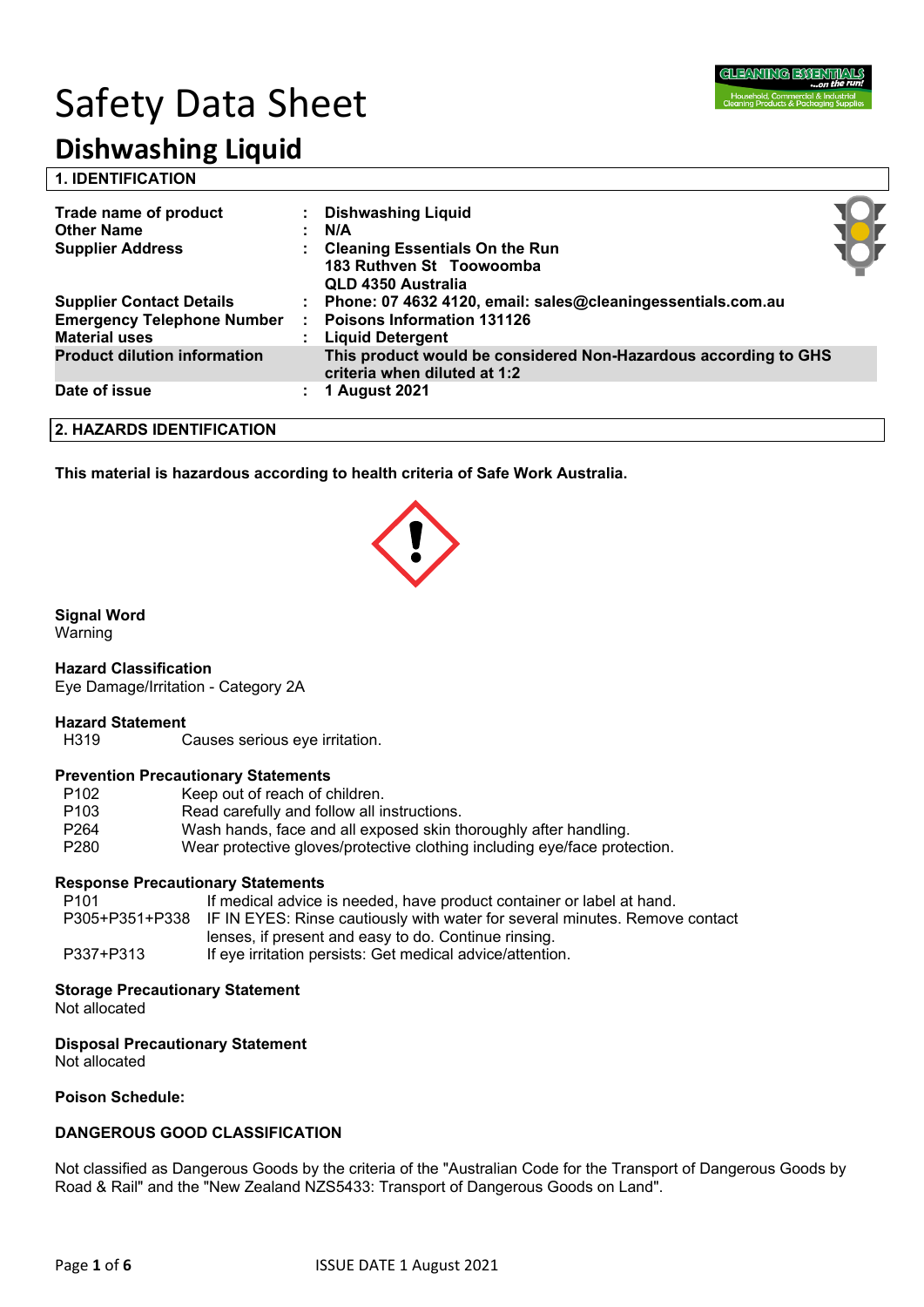# Safety Data Sheet

## Dishwashing Liquid

### 1. IDENTIFICATION

| | | |
|---|---|---|
| **Trade name of product** | : | **Dishwashing Liquid** |
| **Other Name** | : | **N/A** |
| **Supplier Address** | : | **Cleaning Essentials On the Run**<br>**183 Ruthven St Toowoomba**<br>**QLD 4350 Australia** |
| **Supplier Contact Details** | : | **Phone: 07 4632 4120, email: sales@cleaningessentials.com.au** |
| **Emergency Telephone Number** | : | **Poisons Information 131126** |
| **Material uses** | : | **Liquid Detergent** |
| **Product dilution information** | | **This product would be considered Non-Hazardous according to GHS criteria when diluted at 1:2** |
| **Date of issue** | : | **1 August 2021** |

### 2. HAZARDS IDENTIFICATION

**This material is hazardous according to health criteria of Safe Work Australia.**

**Signal Word**
Warning

**Hazard Classification**
Eye Damage/Irritation - Category 2A

**Hazard Statement**

| | |
|---|---|
| H319 | Causes serious eye irritation. |

**Prevention Precautionary Statements**

| | |
|---|---|
| P102 | Keep out of reach of children. |
| P103 | Read carefully and follow all instructions. |
| P264 | Wash hands, face and all exposed skin thoroughly after handling. |
| P280 | Wear protective gloves/protective clothing including eye/face protection. |

**Response Precautionary Statements**

| | |
|---|---|
| P101 | If medical advice is needed, have product container or label at hand. |
| P305+P351+P338 | IF IN EYES: Rinse cautiously with water for several minutes. Remove contact lenses, if present and easy to do. Continue rinsing. |
| P337+P313 | If eye irritation persists: Get medical advice/attention. |

**Storage Precautionary Statement**
Not allocated

**Disposal Precautionary Statement**
Not allocated

**Poison Schedule:**

**DANGEROUS GOOD CLASSIFICATION**

Not classified as Dangerous Goods by the criteria of the "Australian Code for the Transport of Dangerous Goods by Road & Rail" and the "New Zealand NZS5433: Transport of Dangerous Goods on Land".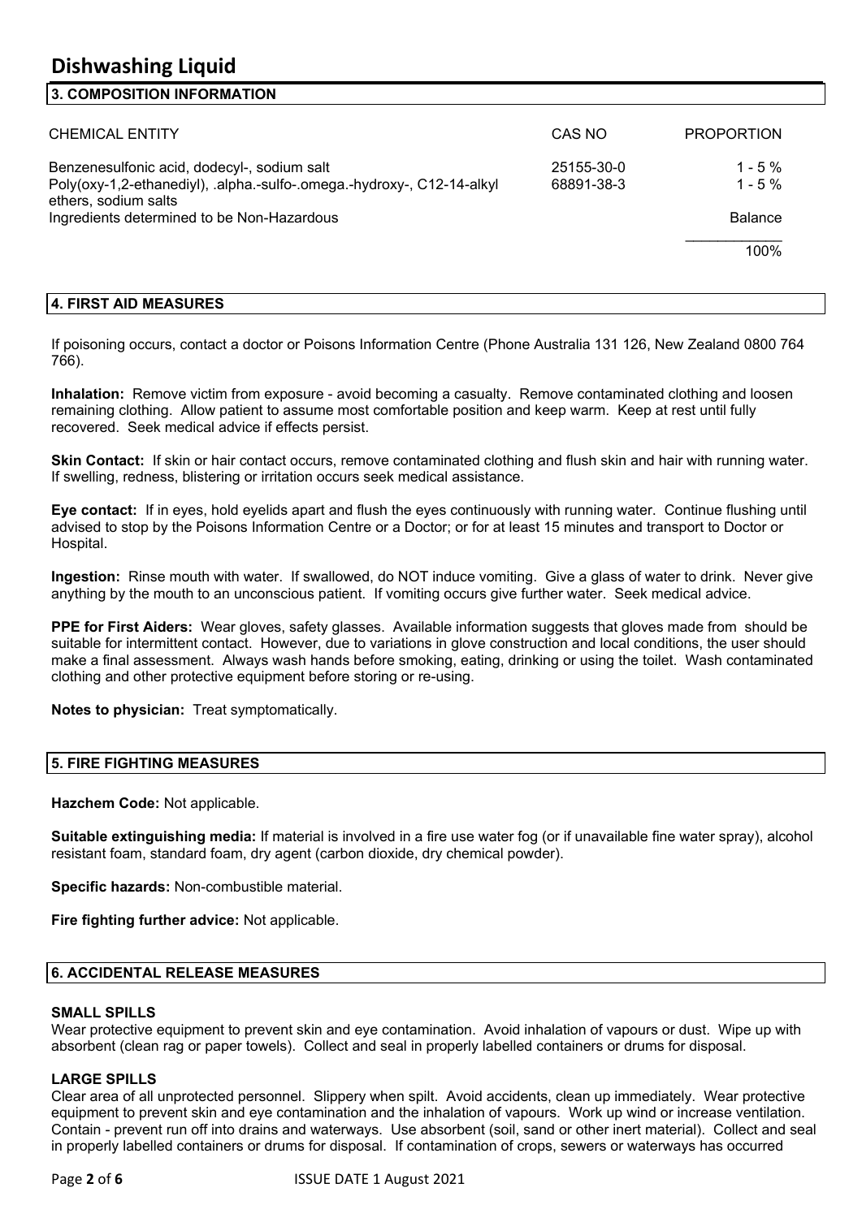## 3. COMPOSITION INFORMATION

| CHEMICAL ENTITY | CAS NO | PROPORTION |
|---|---|---|
| Benzenesulfonic acid, dodecyl-, sodium salt | 25155-30-0 | 1 - 5 % |
| Poly(oxy-1,2-ethanediyl), .alpha.-sulfo-.omega.-hydroxy-, C12-14-alkyl ethers, sodium salts | 68891-38-3 | 1 - 5 % |
| Ingredients determined to be Non-Hazardous | | Balance |
| | | 100% |

## 4. FIRST AID MEASURES

If poisoning occurs, contact a doctor or Poisons Information Centre (Phone Australia 131 126, New Zealand 0800 764 766).

**Inhalation:** Remove victim from exposure - avoid becoming a casualty. Remove contaminated clothing and loosen remaining clothing. Allow patient to assume most comfortable position and keep warm. Keep at rest until fully recovered. Seek medical advice if effects persist.

**Skin Contact:** If skin or hair contact occurs, remove contaminated clothing and flush skin and hair with running water. If swelling, redness, blistering or irritation occurs seek medical assistance.

**Eye contact:** If in eyes, hold eyelids apart and flush the eyes continuously with running water. Continue flushing until advised to stop by the Poisons Information Centre or a Doctor; or for at least 15 minutes and transport to Doctor or Hospital.

**Ingestion:** Rinse mouth with water. If swallowed, do NOT induce vomiting. Give a glass of water to drink. Never give anything by the mouth to an unconscious patient. If vomiting occurs give further water. Seek medical advice.

**PPE for First Aiders:** Wear gloves, safety glasses. Available information suggests that gloves made from should be suitable for intermittent contact. However, due to variations in glove construction and local conditions, the user should make a final assessment. Always wash hands before smoking, eating, drinking or using the toilet. Wash contaminated clothing and other protective equipment before storing or re-using.

**Notes to physician:** Treat symptomatically.

## 5. FIRE FIGHTING MEASURES

**Hazchem Code:** Not applicable.

**Suitable extinguishing media:** If material is involved in a fire use water fog (or if unavailable fine water spray), alcohol resistant foam, standard foam, dry agent (carbon dioxide, dry chemical powder).

**Specific hazards:** Non-combustible material.

**Fire fighting further advice:** Not applicable.

## 6. ACCIDENTAL RELEASE MEASURES

### SMALL SPILLS

Wear protective equipment to prevent skin and eye contamination. Avoid inhalation of vapours or dust. Wipe up with absorbent (clean rag or paper towels). Collect and seal in properly labelled containers or drums for disposal.

### LARGE SPILLS

Clear area of all unprotected personnel. Slippery when spilt. Avoid accidents, clean up immediately. Wear protective equipment to prevent skin and eye contamination and the inhalation of vapours. Work up wind or increase ventilation. Contain - prevent run off into drains and waterways. Use absorbent (soil, sand or other inert material). Collect and seal in properly labelled containers or drums for disposal. If contamination of crops, sewers or waterways has occurred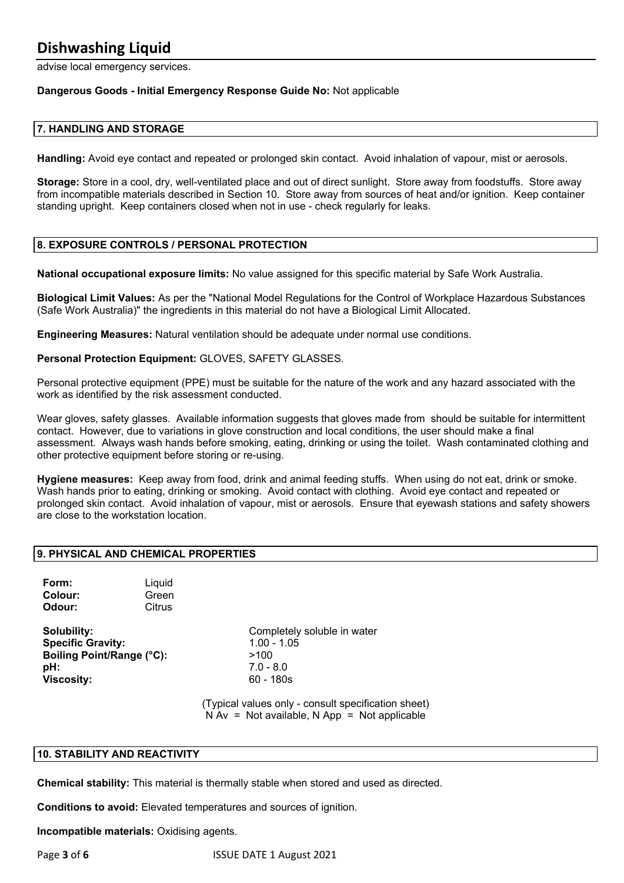advise local emergency services.

**Dangerous Goods - Initial Emergency Response Guide No:** Not applicable

## 7. HANDLING AND STORAGE

**Handling:** Avoid eye contact and repeated or prolonged skin contact. Avoid inhalation of vapour, mist or aerosols.

**Storage:** Store in a cool, dry, well-ventilated place and out of direct sunlight. Store away from foodstuffs. Store away from incompatible materials described in Section 10. Store away from sources of heat and/or ignition. Keep container standing upright. Keep containers closed when not in use - check regularly for leaks.

## 8. EXPOSURE CONTROLS / PERSONAL PROTECTION

**National occupational exposure limits:** No value assigned for this specific material by Safe Work Australia.

**Biological Limit Values:** As per the "National Model Regulations for the Control of Workplace Hazardous Substances (Safe Work Australia)" the ingredients in this material do not have a Biological Limit Allocated.

**Engineering Measures:** Natural ventilation should be adequate under normal use conditions.

**Personal Protection Equipment:** GLOVES, SAFETY GLASSES.

Personal protective equipment (PPE) must be suitable for the nature of the work and any hazard associated with the work as identified by the risk assessment conducted.

Wear gloves, safety glasses. Available information suggests that gloves made from should be suitable for intermittent contact. However, due to variations in glove construction and local conditions, the user should make a final assessment. Always wash hands before smoking, eating, drinking or using the toilet. Wash contaminated clothing and other protective equipment before storing or re-using.

**Hygiene measures:** Keep away from food, drink and animal feeding stuffs. When using do not eat, drink or smoke. Wash hands prior to eating, drinking or smoking. Avoid contact with clothing. Avoid eye contact and repeated or prolonged skin contact. Avoid inhalation of vapour, mist or aerosols. Ensure that eyewash stations and safety showers are close to the workstation location.

## 9. PHYSICAL AND CHEMICAL PROPERTIES

| | |
|---|---|
| **Form:** | Liquid |
| **Colour:** | Green |
| **Odour:** | Citrus |

| | |
|---|---|
| **Solubility:** | Completely soluble in water |
| **Specific Gravity:** | 1.00 - 1.05 |
| **Boiling Point/Range (°C):** | >100 |
| **pH:** | 7.0 - 8.0 |
| **Viscosity:** | 60 - 180s |

(Typical values only - consult specification sheet)
N Av = Not available, N App = Not applicable

## 10. STABILITY AND REACTIVITY

**Chemical stability:** This material is thermally stable when stored and used as directed.

**Conditions to avoid:** Elevated temperatures and sources of ignition.

**Incompatible materials:** Oxidising agents.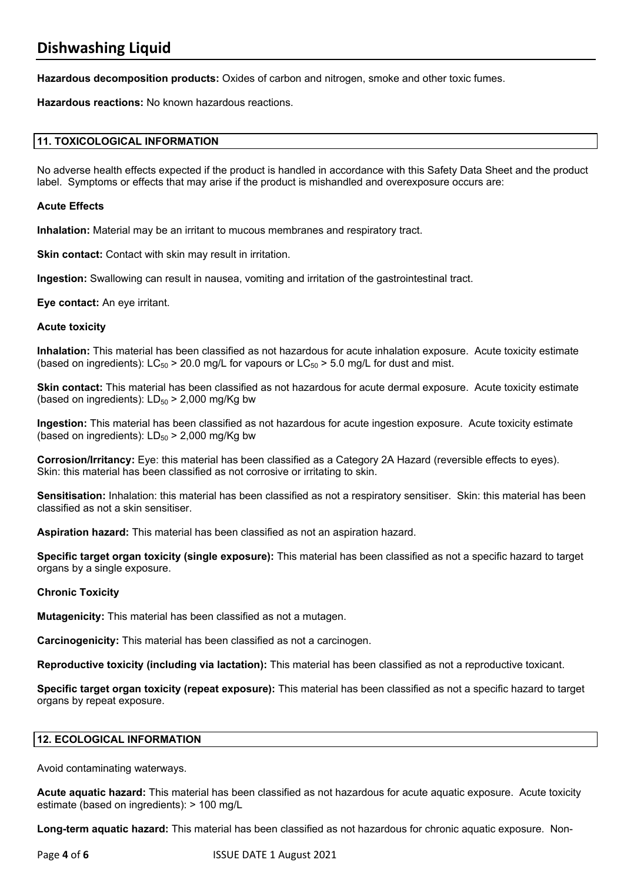**Hazardous decomposition products:** Oxides of carbon and nitrogen, smoke and other toxic fumes.

**Hazardous reactions:** No known hazardous reactions.

## 11. TOXICOLOGICAL INFORMATION

No adverse health effects expected if the product is handled in accordance with this Safety Data Sheet and the product label. Symptoms or effects that may arise if the product is mishandled and overexposure occurs are:

**Acute Effects**

**Inhalation:** Material may be an irritant to mucous membranes and respiratory tract.

**Skin contact:** Contact with skin may result in irritation.

**Ingestion:** Swallowing can result in nausea, vomiting and irritation of the gastrointestinal tract.

**Eye contact:** An eye irritant.

**Acute toxicity**

**Inhalation:** This material has been classified as not hazardous for acute inhalation exposure. Acute toxicity estimate (based on ingredients): $LC_{50}$ > 20.0 mg/L for vapours or $LC_{50}$ > 5.0 mg/L for dust and mist.

**Skin contact:** This material has been classified as not hazardous for acute dermal exposure. Acute toxicity estimate (based on ingredients): $LD_{50}$ > 2,000 mg/Kg bw

**Ingestion:** This material has been classified as not hazardous for acute ingestion exposure. Acute toxicity estimate (based on ingredients): $LD_{50}$ > 2,000 mg/Kg bw

**Corrosion/Irritancy:** Eye: this material has been classified as a Category 2A Hazard (reversible effects to eyes). Skin: this material has been classified as not corrosive or irritating to skin.

**Sensitisation:** Inhalation: this material has been classified as not a respiratory sensitiser. Skin: this material has been classified as not a skin sensitiser.

**Aspiration hazard:** This material has been classified as not an aspiration hazard.

**Specific target organ toxicity (single exposure):** This material has been classified as not a specific hazard to target organs by a single exposure.

**Chronic Toxicity**

**Mutagenicity:** This material has been classified as not a mutagen.

**Carcinogenicity:** This material has been classified as not a carcinogen.

**Reproductive toxicity (including via lactation):** This material has been classified as not a reproductive toxicant.

**Specific target organ toxicity (repeat exposure):** This material has been classified as not a specific hazard to target organs by repeat exposure.

## 12. ECOLOGICAL INFORMATION

Avoid contaminating waterways.

**Acute aquatic hazard:** This material has been classified as not hazardous for acute aquatic exposure. Acute toxicity estimate (based on ingredients): > 100 mg/L

**Long-term aquatic hazard:** This material has been classified as not hazardous for chronic aquatic exposure. Non-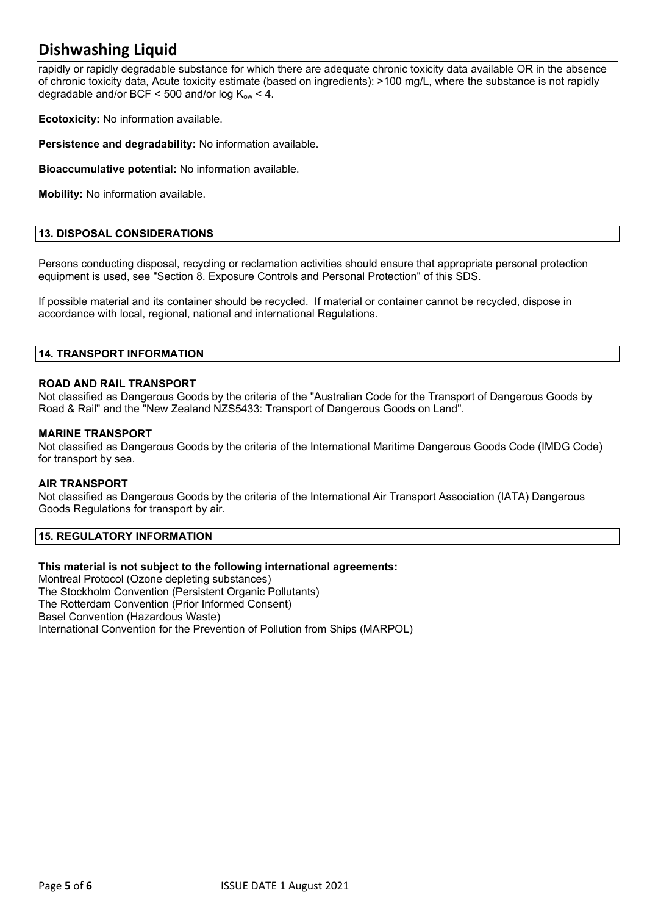rapidly or rapidly degradable substance for which there are adequate chronic toxicity data available OR in the absence of chronic toxicity data, Acute toxicity estimate (based on ingredients): >100 mg/L, where the substance is not rapidly degradable and/or BCF < 500 and/or log $K_{ow}$ < 4.

**Ecotoxicity:** No information available.

**Persistence and degradability:** No information available.

**Bioaccumulative potential:** No information available.

**Mobility:** No information available.

## 13. DISPOSAL CONSIDERATIONS

Persons conducting disposal, recycling or reclamation activities should ensure that appropriate personal protection equipment is used, see "Section 8. Exposure Controls and Personal Protection" of this SDS.

If possible material and its container should be recycled. If material or container cannot be recycled, dispose in accordance with local, regional, national and international Regulations.

## 14. TRANSPORT INFORMATION

### ROAD AND RAIL TRANSPORT

Not classified as Dangerous Goods by the criteria of the "Australian Code for the Transport of Dangerous Goods by Road & Rail" and the "New Zealand NZS5433: Transport of Dangerous Goods on Land".

### MARINE TRANSPORT

Not classified as Dangerous Goods by the criteria of the International Maritime Dangerous Goods Code (IMDG Code) for transport by sea.

### AIR TRANSPORT

Not classified as Dangerous Goods by the criteria of the International Air Transport Association (IATA) Dangerous Goods Regulations for transport by air.

## 15. REGULATORY INFORMATION

**This material is not subject to the following international agreements:**

Montreal Protocol (Ozone depleting substances)
The Stockholm Convention (Persistent Organic Pollutants)
The Rotterdam Convention (Prior Informed Consent)
Basel Convention (Hazardous Waste)
International Convention for the Prevention of Pollution from Ships (MARPOL)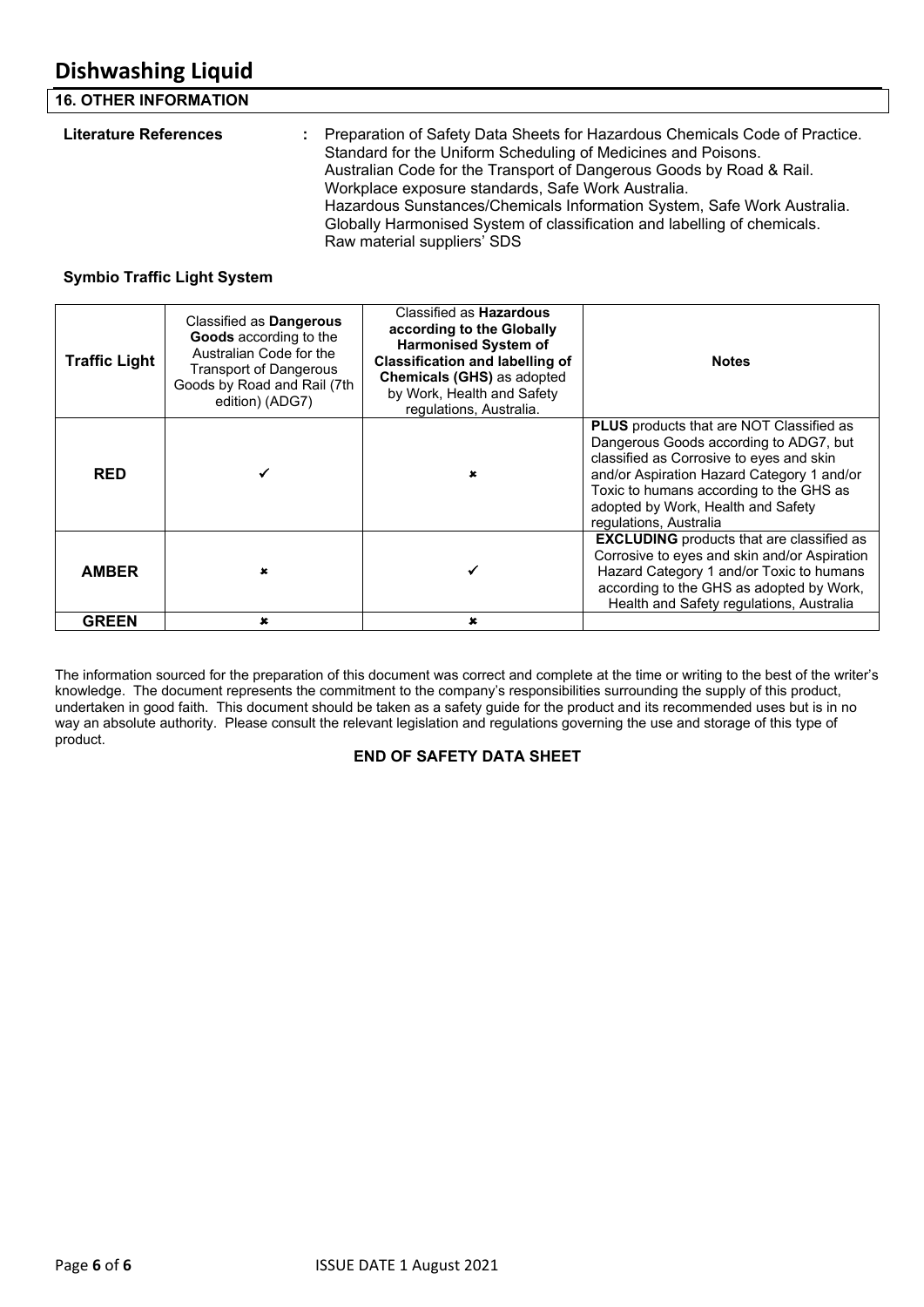## 16. OTHER INFORMATION

**Literature References** : Preparation of Safety Data Sheets for Hazardous Chemicals Code of Practice.
Standard for the Uniform Scheduling of Medicines and Poisons.
Australian Code for the Transport of Dangerous Goods by Road & Rail.
Workplace exposure standards, Safe Work Australia.
Hazardous Sunstances/Chemicals Information System, Safe Work Australia.
Globally Harmonised System of classification and labelling of chemicals.
Raw material suppliers' SDS

**Symbio Traffic Light System**

| Traffic Light | Classified as **Dangerous Goods** according to the Australian Code for the Transport of Dangerous Goods by Road and Rail (7th edition) (ADG7) | Classified as **Hazardous according to the Globally Harmonised System of Classification and labelling of Chemicals (GHS)** as adopted by Work, Health and Safety regulations, Australia. | Notes |
|---|---|---|---|
| **RED** | ✓ | ✗ | **PLUS** products that are NOT Classified as Dangerous Goods according to ADG7, but classified as Corrosive to eyes and skin and/or Aspiration Hazard Category 1 and/or Toxic to humans according to the GHS as adopted by Work, Health and Safety regulations, Australia |
| **AMBER** | ✗ | ✓ | **EXCLUDING** products that are classified as Corrosive to eyes and skin and/or Aspiration Hazard Category 1 and/or Toxic to humans according to the GHS as adopted by Work, Health and Safety regulations, Australia |
| **GREEN** | ✗ | ✗ | |

The information sourced for the preparation of this document was correct and complete at the time or writing to the best of the writer's knowledge. The document represents the commitment to the company's responsibilities surrounding the supply of this product, undertaken in good faith. This document should be taken as a safety guide for the product and its recommended uses but is in no way an absolute authority. Please consult the relevant legislation and regulations governing the use and storage of this type of product.

**END OF SAFETY DATA SHEET**

ISSUE DATE 1 August 2021